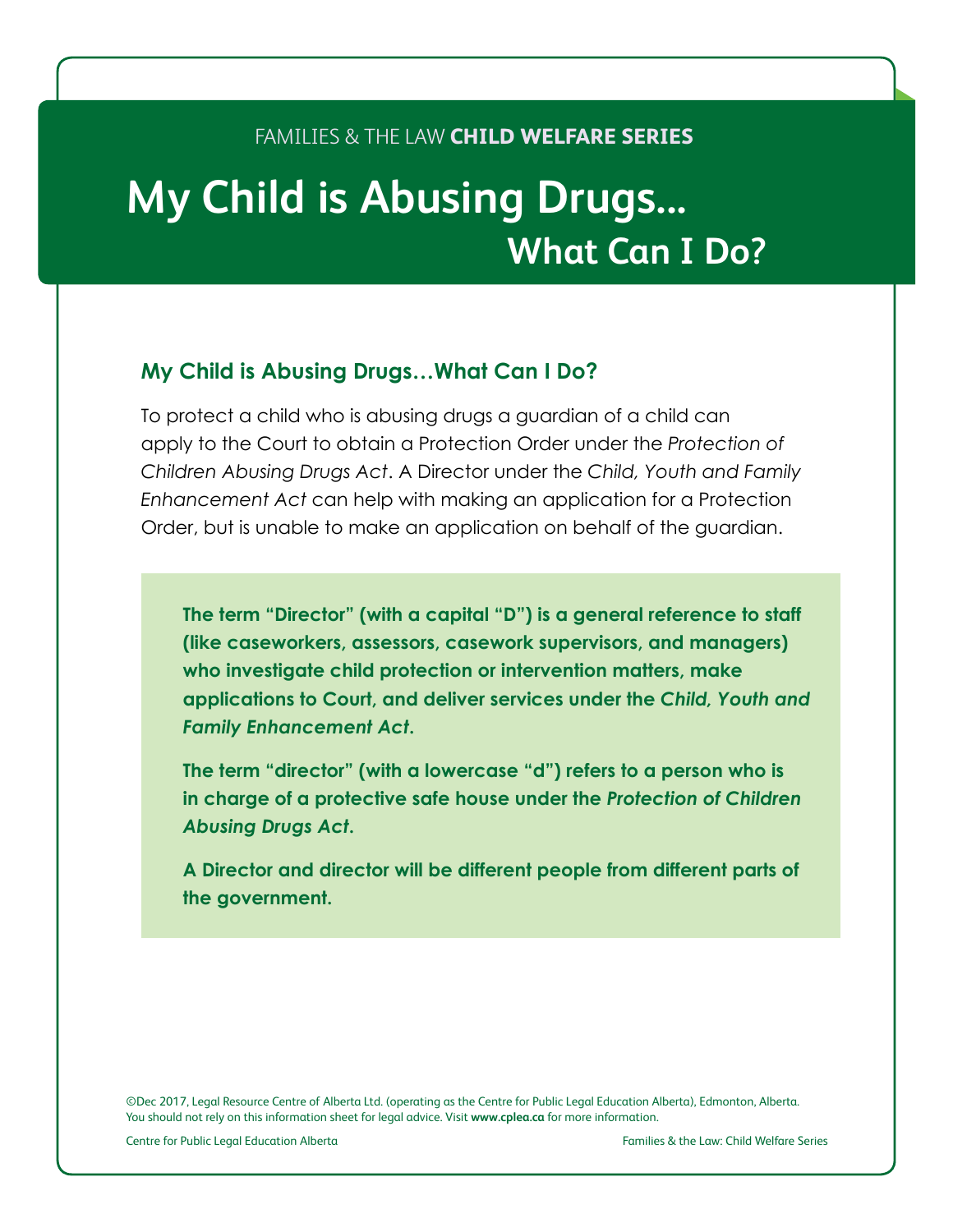FAMILIES & THE LAW **CHILD WELFARE SERIES**

# My Child is Abusing Drugs... What Can I Do?

## My Child is Abusing Drugs…What Can I Do?

To protect a child who is abusing drugs a guardian of a child can apply to the Court to obtain a Protection Order under the *Protection of Children Abusing Drugs Act*. A Director under the *Child, Youth and Family Enhancement Act* can help with making an application for a Protection Order, but is unable to make an application on behalf of the guardian.

**The term "Director" (with a capital "D") is a general reference to staff (like caseworkers, assessors, casework supervisors, and managers) who investigate child protection or intervention matters, make applications to Court, and deliver services under the *Child, Youth and Family Enhancement Act*.**

**The term "director" (with a lowercase "d") refers to a person who is in charge of a protective safe house under the *Protection of Children Abusing Drugs Act*.**

**A Director and director will be different people from different parts of the government.**

©Dec 2017, Legal Resource Centre of Alberta Ltd. (operating as the Centre for Public Legal Education Alberta), Edmonton, Alberta.
You should not rely on this information sheet for legal advice. Visit **www.cplea.ca** for more information.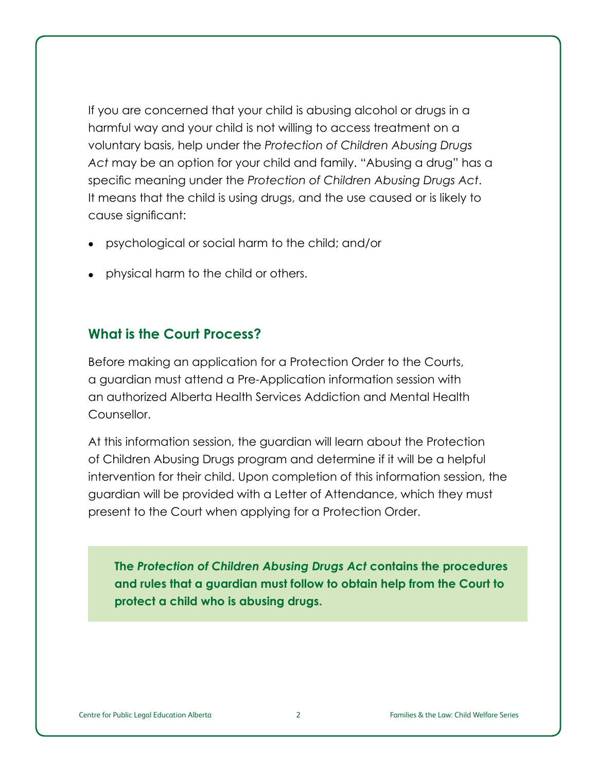If you are concerned that your child is abusing alcohol or drugs in a harmful way and your child is not willing to access treatment on a voluntary basis, help under the *Protection of Children Abusing Drugs Act* may be an option for your child and family. "Abusing a drug" has a specific meaning under the *Protection of Children Abusing Drugs Act*. It means that the child is using drugs, and the use caused or is likely to cause significant:

- psychological or social harm to the child; and/or
- physical harm to the child or others.

## What is the Court Process?

Before making an application for a Protection Order to the Courts, a guardian must attend a Pre-Application information session with an authorized Alberta Health Services Addiction and Mental Health Counsellor.

At this information session, the guardian will learn about the Protection of Children Abusing Drugs program and determine if it will be a helpful intervention for their child. Upon completion of this information session, the guardian will be provided with a Letter of Attendance, which they must present to the Court when applying for a Protection Order.

**The *Protection of Children Abusing Drugs Act* contains the procedures and rules that a guardian must follow to obtain help from the Court to protect a child who is abusing drugs.**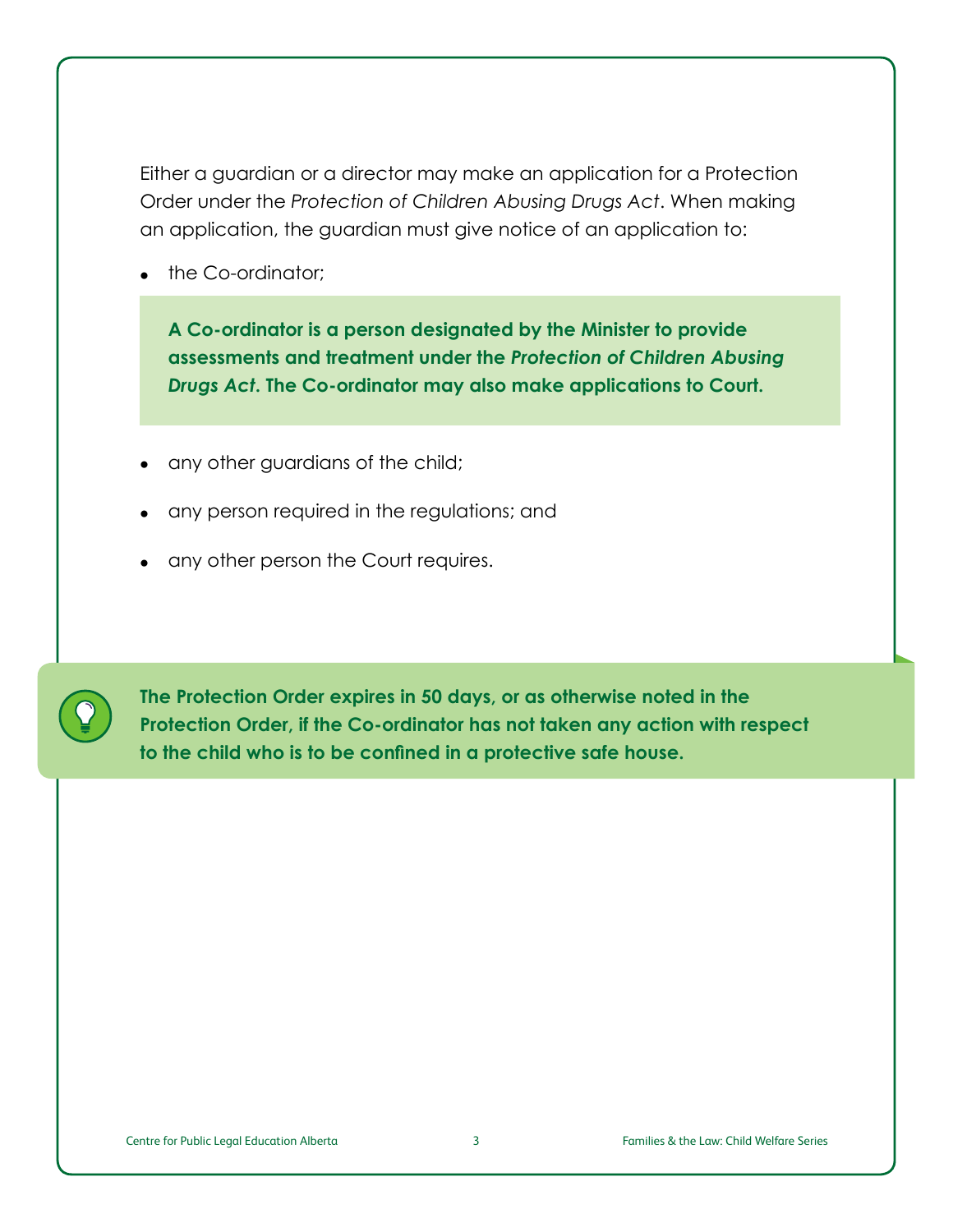Either a guardian or a director may make an application for a Protection Order under the *Protection of Children Abusing Drugs Act*. When making an application, the guardian must give notice of an application to:

- the Co-ordinator;

> **A Co-ordinator is a person designated by the Minister to provide assessments and treatment under the *Protection of Children Abusing Drugs Act*. The Co-ordinator may also make applications to Court.**

- any other guardians of the child;
- any person required in the regulations; and
- any other person the Court requires.

> **The Protection Order expires in 50 days, or as otherwise noted in the Protection Order, if the Co-ordinator has not taken any action with respect to the child who is to be confined in a protective safe house.**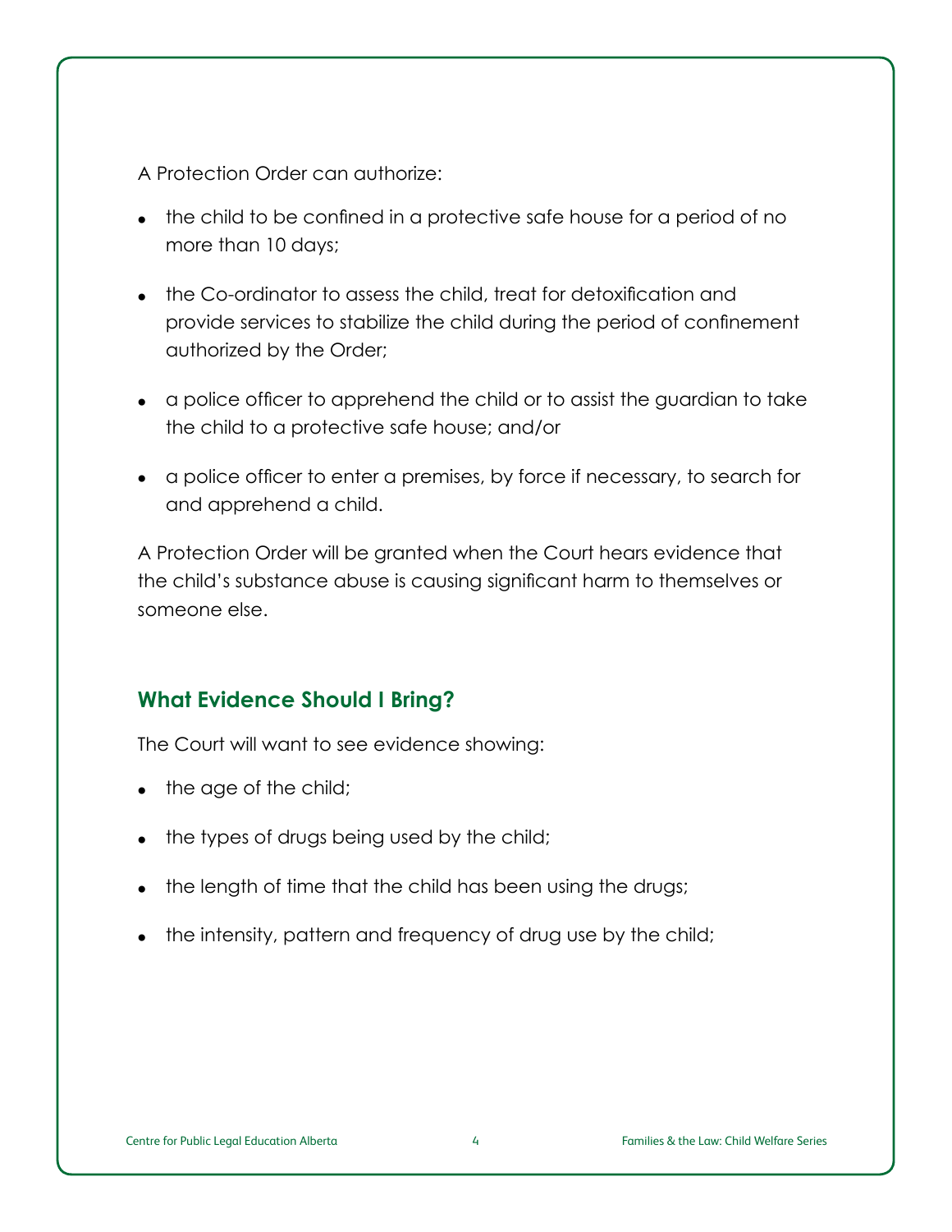A Protection Order can authorize:

- the child to be confined in a protective safe house for a period of no more than 10 days;
- the Co-ordinator to assess the child, treat for detoxification and provide services to stabilize the child during the period of confinement authorized by the Order;
- a police officer to apprehend the child or to assist the guardian to take the child to a protective safe house; and/or
- a police officer to enter a premises, by force if necessary, to search for and apprehend a child.

A Protection Order will be granted when the Court hears evidence that the child's substance abuse is causing significant harm to themselves or someone else.

## What Evidence Should I Bring?

The Court will want to see evidence showing:

- the age of the child;
- the types of drugs being used by the child;
- the length of time that the child has been using the drugs;
- the intensity, pattern and frequency of drug use by the child;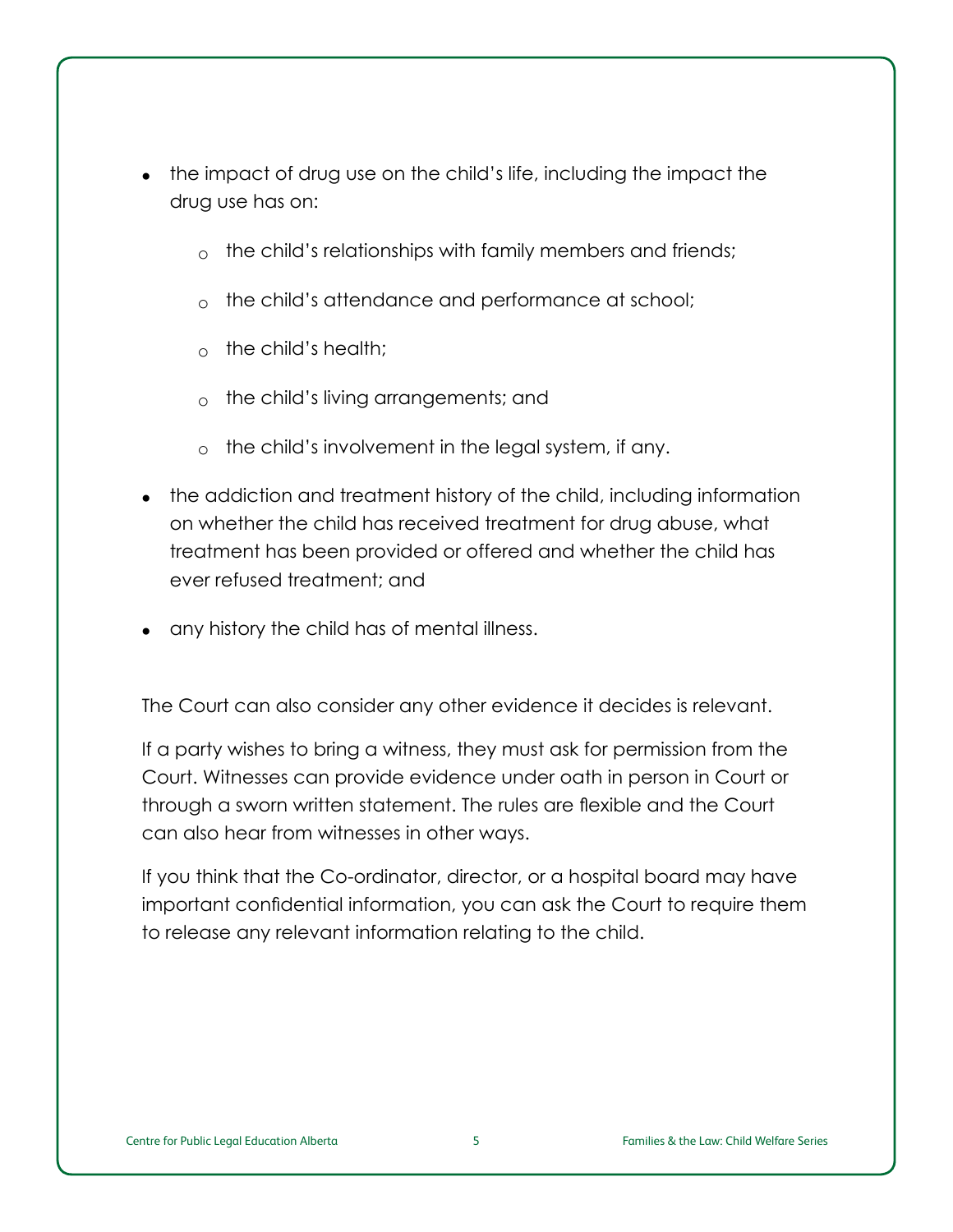- the impact of drug use on the child's life, including the impact the drug use has on:
  - the child's relationships with family members and friends;
  - the child's attendance and performance at school;
  - the child's health;
  - the child's living arrangements; and
  - the child's involvement in the legal system, if any.
- the addiction and treatment history of the child, including information on whether the child has received treatment for drug abuse, what treatment has been provided or offered and whether the child has ever refused treatment; and
- any history the child has of mental illness.

The Court can also consider any other evidence it decides is relevant.

If a party wishes to bring a witness, they must ask for permission from the Court. Witnesses can provide evidence under oath in person in Court or through a sworn written statement. The rules are flexible and the Court can also hear from witnesses in other ways.

If you think that the Co-ordinator, director, or a hospital board may have important confidential information, you can ask the Court to require them to release any relevant information relating to the child.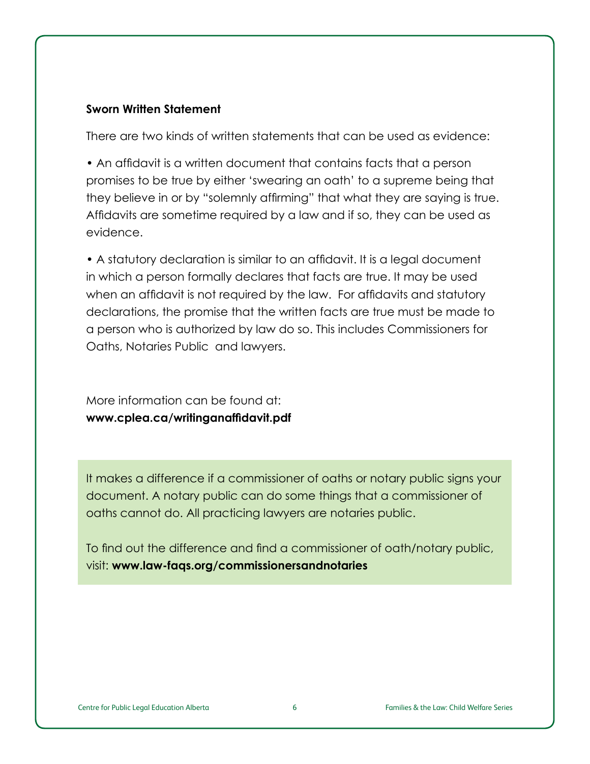**Sworn Written Statement**

There are two kinds of written statements that can be used as evidence:

- An affidavit is a written document that contains facts that a person promises to be true by either 'swearing an oath' to a supreme being that they believe in or by "solemnly affirming" that what they are saying is true. Affidavits are sometime required by a law and if so, they can be used as evidence.

- A statutory declaration is similar to an affidavit. It is a legal document in which a person formally declares that facts are true. It may be used when an affidavit is not required by the law. For affidavits and statutory declarations, the promise that the written facts are true must be made to a person who is authorized by law do so. This includes Commissioners for Oaths, Notaries Public and lawyers.

More information can be found at:
**www.cplea.ca/writinganaffidavit.pdf**

It makes a difference if a commissioner of oaths or notary public signs your document. A notary public can do some things that a commissioner of oaths cannot do. All practicing lawyers are notaries public.

To find out the difference and find a commissioner of oath/notary public, visit: **www.law-faqs.org/commissionersandnotaries**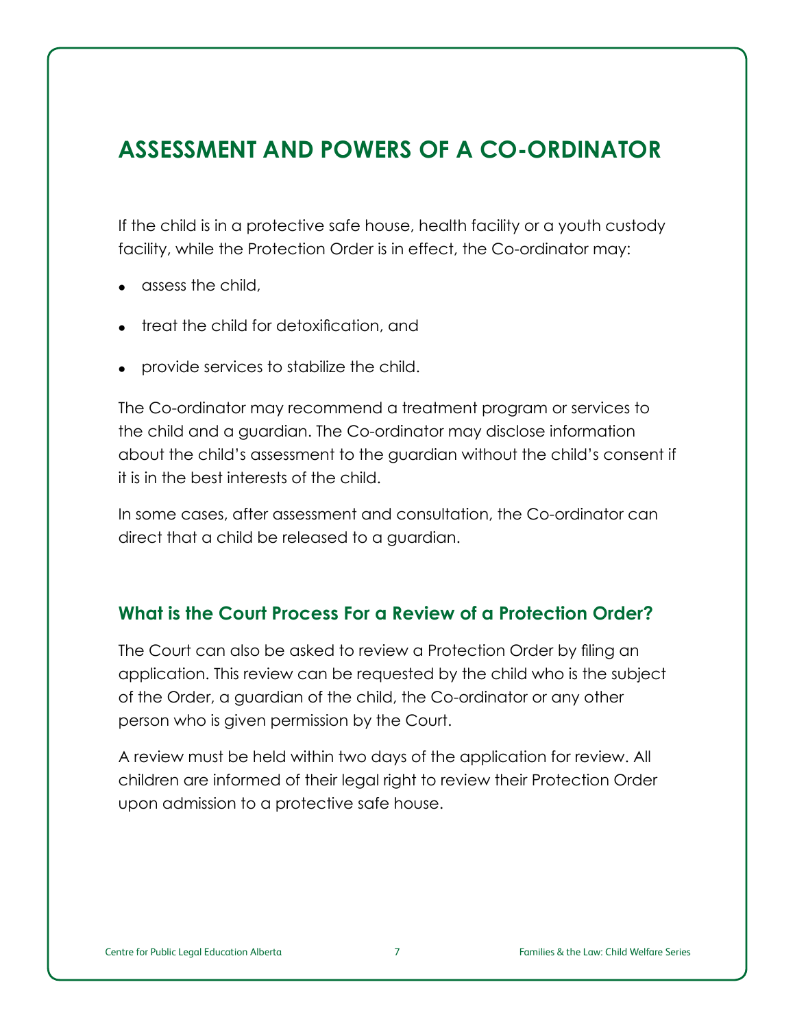# ASSESSMENT AND POWERS OF A CO-ORDINATOR

If the child is in a protective safe house, health facility or a youth custody facility, while the Protection Order is in effect, the Co-ordinator may:

- assess the child,
- treat the child for detoxification, and
- provide services to stabilize the child.

The Co-ordinator may recommend a treatment program or services to the child and a guardian. The Co-ordinator may disclose information about the child's assessment to the guardian without the child's consent if it is in the best interests of the child.

In some cases, after assessment and consultation, the Co-ordinator can direct that a child be released to a guardian.

## What is the Court Process For a Review of a Protection Order?

The Court can also be asked to review a Protection Order by filing an application. This review can be requested by the child who is the subject of the Order, a guardian of the child, the Co-ordinator or any other person who is given permission by the Court.

A review must be held within two days of the application for review. All children are informed of their legal right to review their Protection Order upon admission to a protective safe house.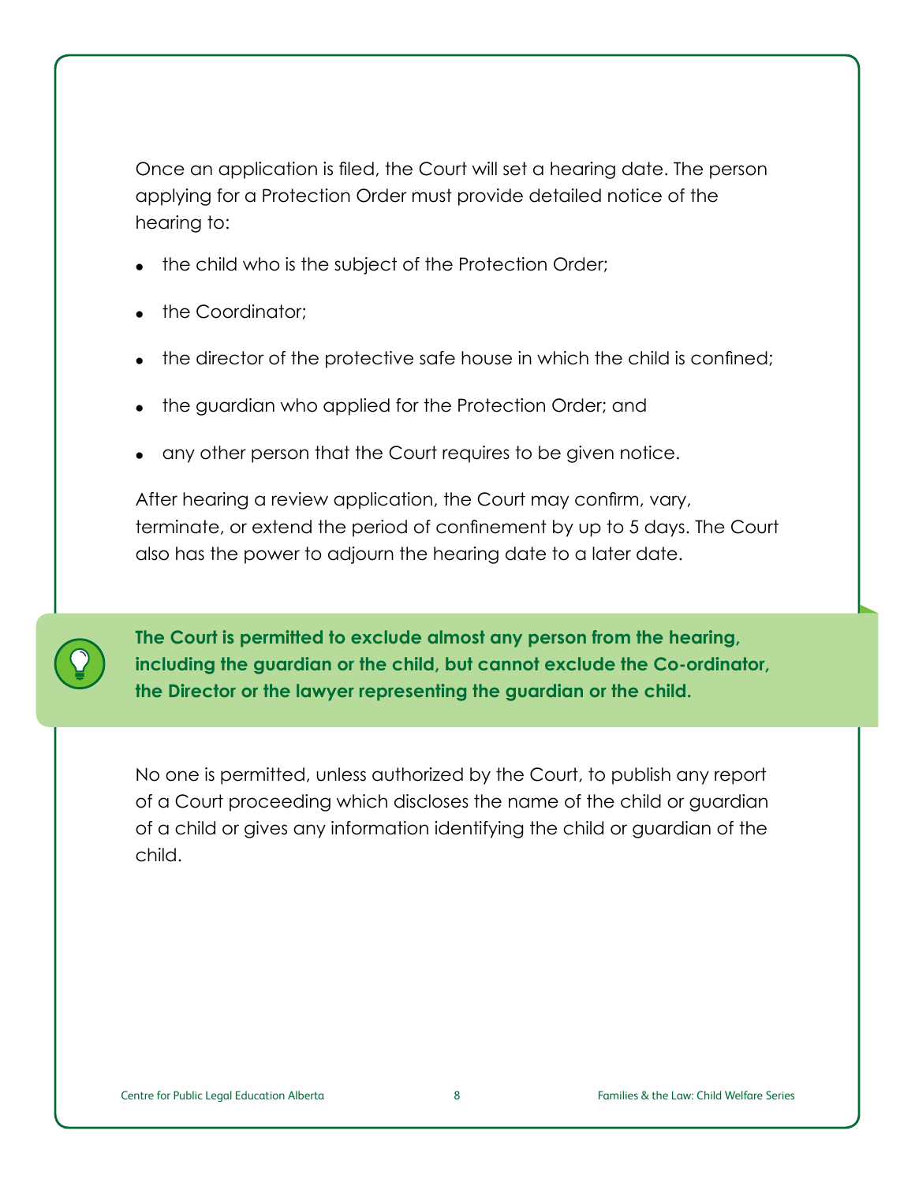Once an application is filed, the Court will set a hearing date. The person applying for a Protection Order must provide detailed notice of the hearing to:

- the child who is the subject of the Protection Order;
- the Coordinator;
- the director of the protective safe house in which the child is confined;
- the guardian who applied for the Protection Order; and
- any other person that the Court requires to be given notice.

After hearing a review application, the Court may confirm, vary, terminate, or extend the period of confinement by up to 5 days. The Court also has the power to adjourn the hearing date to a later date.

**The Court is permitted to exclude almost any person from the hearing, including the guardian or the child, but cannot exclude the Co-ordinator, the Director or the lawyer representing the guardian or the child.**

No one is permitted, unless authorized by the Court, to publish any report of a Court proceeding which discloses the name of the child or guardian of a child or gives any information identifying the child or guardian of the child.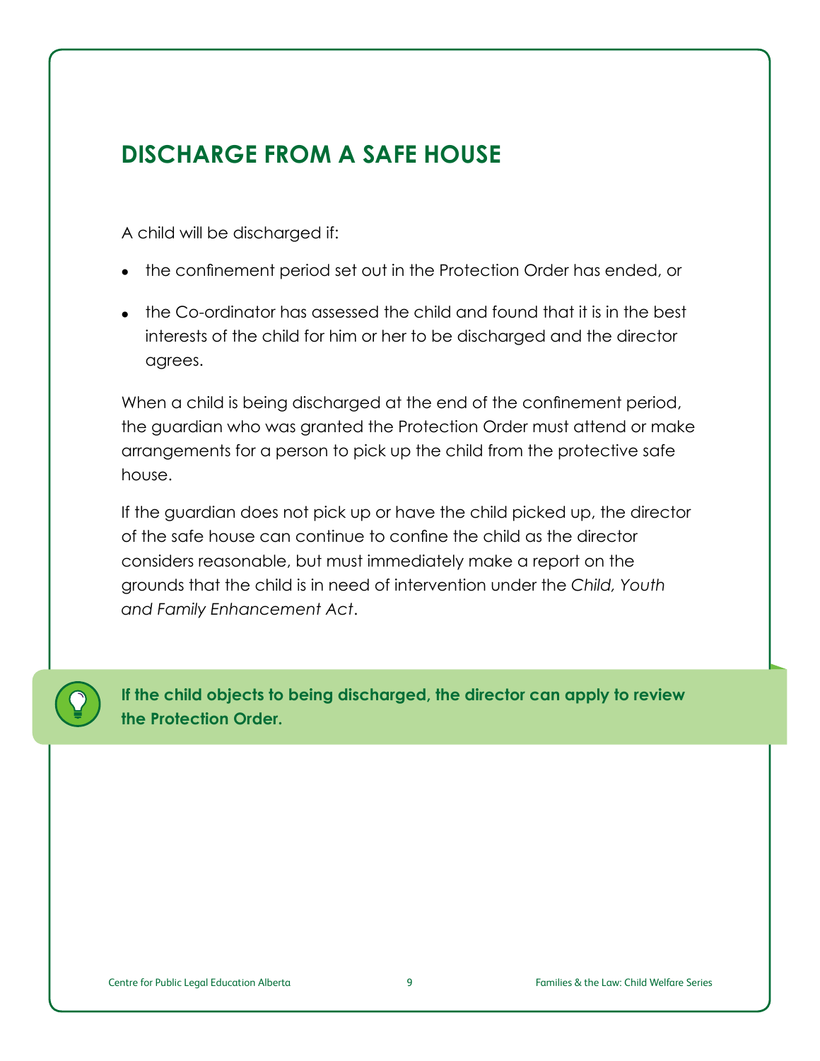## DISCHARGE FROM A SAFE HOUSE

A child will be discharged if:

- the confinement period set out in the Protection Order has ended, or
- the Co-ordinator has assessed the child and found that it is in the best interests of the child for him or her to be discharged and the director agrees.

When a child is being discharged at the end of the confinement period, the guardian who was granted the Protection Order must attend or make arrangements for a person to pick up the child from the protective safe house.

If the guardian does not pick up or have the child picked up, the director of the safe house can continue to confine the child as the director considers reasonable, but must immediately make a report on the grounds that the child is in need of intervention under the *Child, Youth and Family Enhancement Act*.

**If the child objects to being discharged, the director can apply to review the Protection Order.**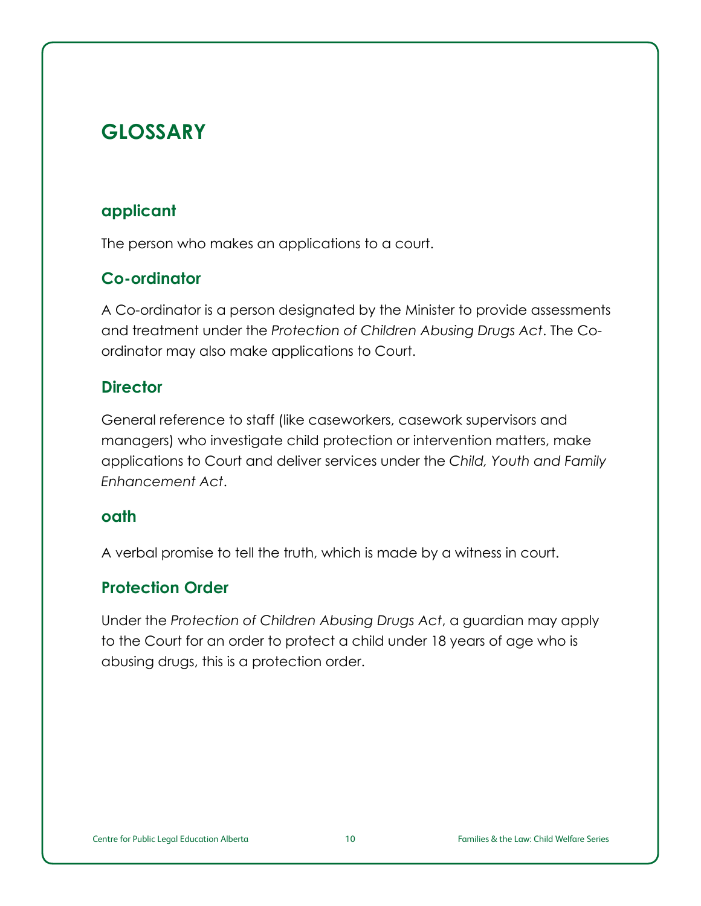# GLOSSARY

## applicant

The person who makes an applications to a court.

## Co-ordinator

A Co-ordinator is a person designated by the Minister to provide assessments and treatment under the *Protection of Children Abusing Drugs Act*. The Co-ordinator may also make applications to Court.

## Director

General reference to staff (like caseworkers, casework supervisors and managers) who investigate child protection or intervention matters, make applications to Court and deliver services under the *Child, Youth and Family Enhancement Act*.

## oath

A verbal promise to tell the truth, which is made by a witness in court.

## Protection Order

Under the *Protection of Children Abusing Drugs Act*, a guardian may apply to the Court for an order to protect a child under 18 years of age who is abusing drugs, this is a protection order.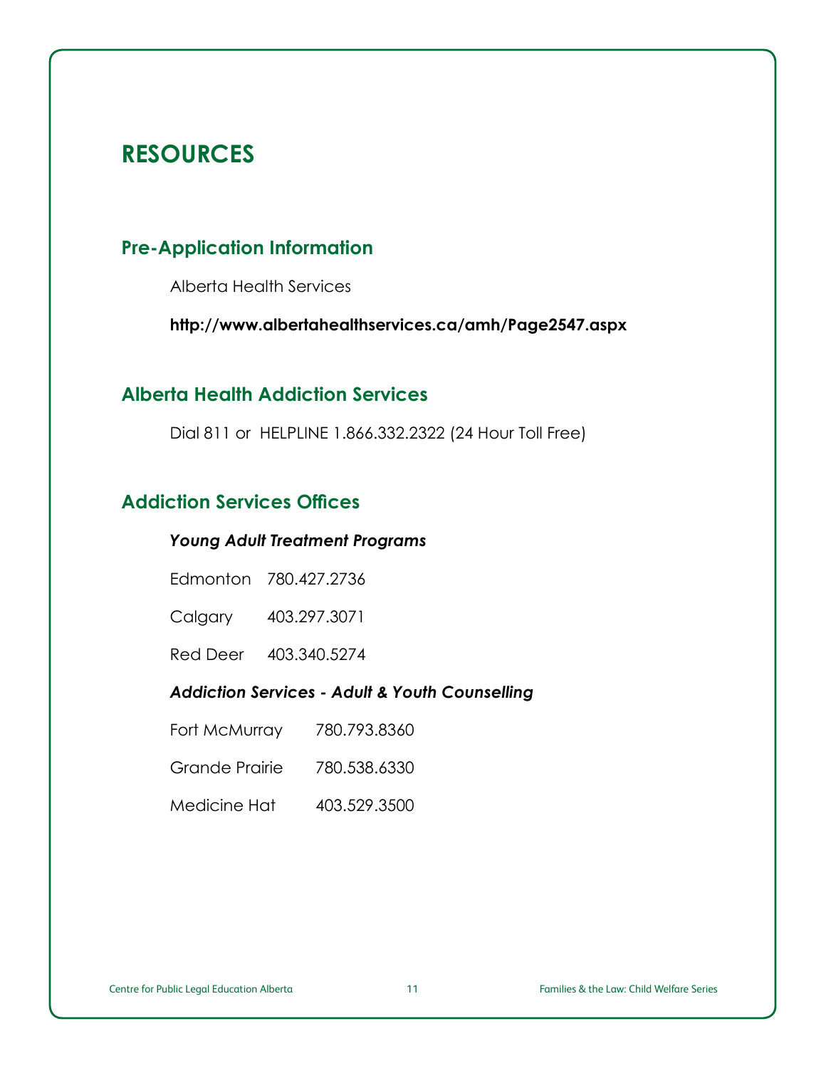# RESOURCES

## Pre-Application Information

Alberta Health Services

**http://www.albertahealthservices.ca/amh/Page2547.aspx**

## Alberta Health Addiction Services

Dial 811 or HELPLINE 1.866.332.2322 (24 Hour Toll Free)

## Addiction Services Offices

***Young Adult Treatment Programs***

Edmonton 780.427.2736

Calgary 403.297.3071

Red Deer 403.340.5274

***Addiction Services - Adult & Youth Counselling***

Fort McMurray 780.793.8360

Grande Prairie 780.538.6330

Medicine Hat 403.529.3500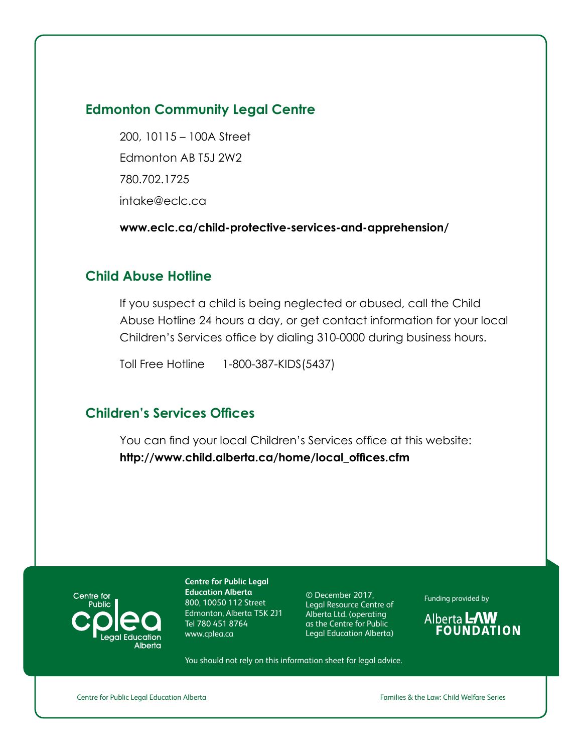## Edmonton Community Legal Centre

200, 10115 – 100A Street

Edmonton AB T5J 2W2

780.702.1725

intake@eclc.ca

**www.eclc.ca/child-protective-services-and-apprehension/**

## Child Abuse Hotline

If you suspect a child is being neglected or abused, call the Child Abuse Hotline 24 hours a day, or get contact information for your local Children's Services office by dialing 310-0000 during business hours.

Toll Free Hotline 1-800-387-KIDS(5437)

## Children's Services Offices

You can find your local Children's Services office at this website:
**http://www.child.alberta.ca/home/local_offices.cfm**

Centre for Public Legal Education Alberta

**Centre for Public Legal Education Alberta**
800, 10050 112 Street
Edmonton, Alberta T5K 2J1
Tel 780 451 8764
www.cplea.ca

© December 2017, Legal Resource Centre of Alberta Ltd. (operating as the Centre for Public Legal Education Alberta)

Funding provided by Alberta Law Foundation

You should not rely on this information sheet for legal advice.